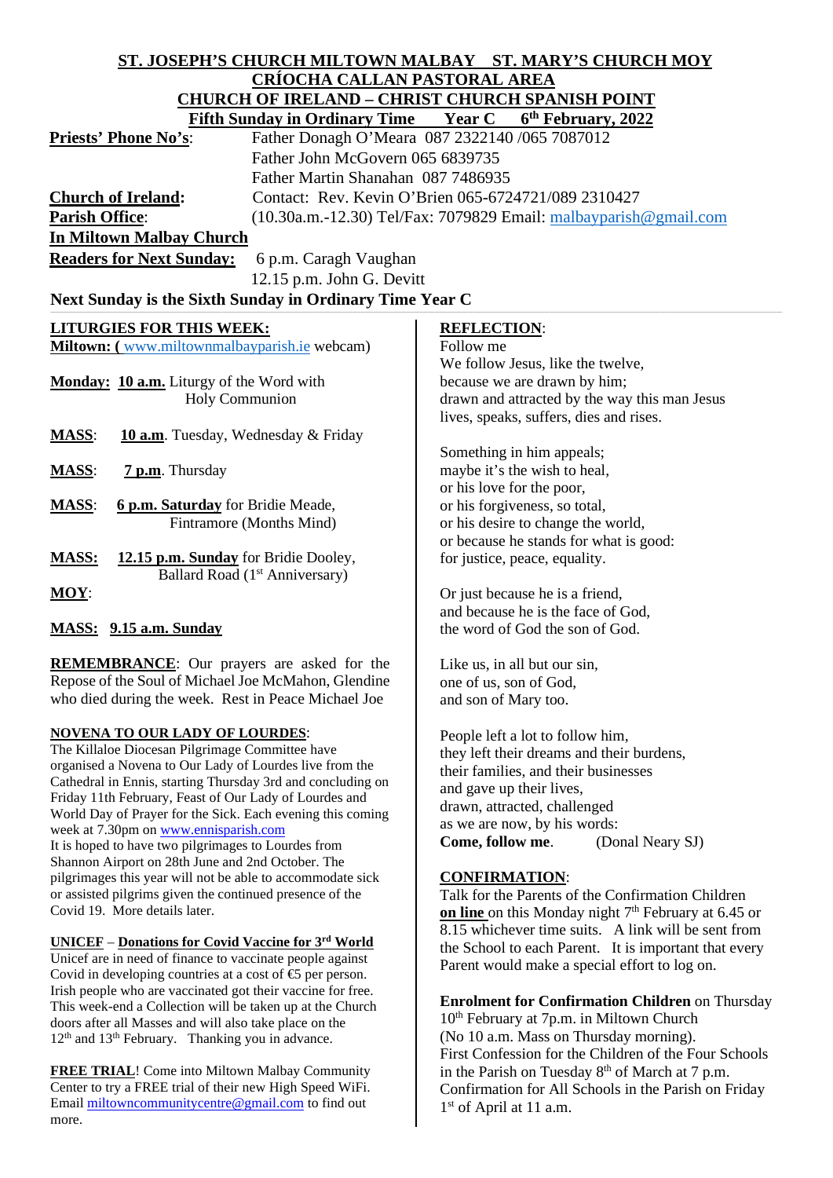**ST. JOSEPH'S CHURCH MILTOWN MALBAY ST. MARY'S CHURCH MOY**
**CRÍOCHA CALLAN PASTORAL AREA**
**CHURCH OF IRELAND – CHRIST CHURCH SPANISH POINT**
**Fifth Sunday in Ordinary Time Year C 6th February, 2022**

**Priests' Phone No's**: Father Donagh O'Meara 087 2322140 /065 7087012
Father John McGovern 065 6839735
Father Martin Shanahan 087 7486935

**Church of Ireland**: Contact: Rev. Kevin O'Brien 065-6724721/089 2310427

**Parish Office**: (10.30a.m.-12.30) Tel/Fax: 7079829 Email: malbayparish@gmail.com

**In Miltown Malbay Church**

**Readers for Next Sunday:** 6 p.m. Caragh Vaughan
12.15 p.m. John G. Devitt

**Next Sunday is the Sixth Sunday in Ordinary Time Year C**

**LITURGIES FOR THIS WEEK:**

**Miltown: (** www.miltownmalbayparish.ie webcam)

**Monday: 10 a.m.** Liturgy of the Word with Holy Communion

**MASS**: **10 a.m**. Tuesday, Wednesday & Friday

**MASS**: **7 p.m**. Thursday

**MASS**: **6 p.m. Saturday** for Bridie Meade, Fintramore (Months Mind)

**MASS:** **12.15 p.m. Sunday** for Bridie Dooley, Ballard Road (1st Anniversary)

**MOY**:

**MASS: 9.15 a.m. Sunday**

**REMEMBRANCE**: Our prayers are asked for the Repose of the Soul of Michael Joe McMahon, Glendine who died during the week. Rest in Peace Michael Joe

**NOVENA TO OUR LADY OF LOURDES**:
The Killaloe Diocesan Pilgrimage Committee have organised a Novena to Our Lady of Lourdes live from the Cathedral in Ennis, starting Thursday 3rd and concluding on Friday 11th February, Feast of Our Lady of Lourdes and World Day of Prayer for the Sick. Each evening this coming week at 7.30pm on www.ennisparish.com
It is hoped to have two pilgrimages to Lourdes from Shannon Airport on 28th June and 2nd October. The pilgrimages this year will not be able to accommodate sick or assisted pilgrims given the continued presence of the Covid 19. More details later.

**UNICEF** – **Donations for Covid Vaccine for 3rd World**
Unicef are in need of finance to vaccinate people against Covid in developing countries at a cost of €5 per person. Irish people who are vaccinated got their vaccine for free. This week-end a Collection will be taken up at the Church doors after all Masses and will also take place on the 12th and 13th February. Thanking you in advance.

**FREE TRIAL**! Come into Miltown Malbay Community Center to try a FREE trial of their new High Speed WiFi. Email miltowncommunitycentre@gmail.com to find out more.

**REFLECTION**:
Follow me
We follow Jesus, like the twelve,
because we are drawn by him;
drawn and attracted by the way this man Jesus
lives, speaks, suffers, dies and rises.

Something in him appeals;
maybe it's the wish to heal,
or his love for the poor,
or his forgiveness, so total,
or his desire to change the world,
or because he stands for what is good:
for justice, peace, equality.

Or just because he is a friend,
and because he is the face of God,
the word of God the son of God.

Like us, in all but our sin,
one of us, son of God,
and son of Mary too.

People left a lot to follow him,
they left their dreams and their burdens,
their families, and their businesses
and gave up their lives,
drawn, attracted, challenged
as we are now, by his words:
**Come, follow me**. (Donal Neary SJ)

**CONFIRMATION**:
Talk for the Parents of the Confirmation Children **on line** on this Monday night 7th February at 6.45 or 8.15 whichever time suits. A link will be sent from the School to each Parent. It is important that every Parent would make a special effort to log on.

**Enrolment for Confirmation Children** on Thursday 10th February at 7p.m. in Miltown Church
(No 10 a.m. Mass on Thursday morning).
First Confession for the Children of the Four Schools in the Parish on Tuesday 8th of March at 7 p.m.
Confirmation for All Schools in the Parish on Friday 1st of April at 11 a.m.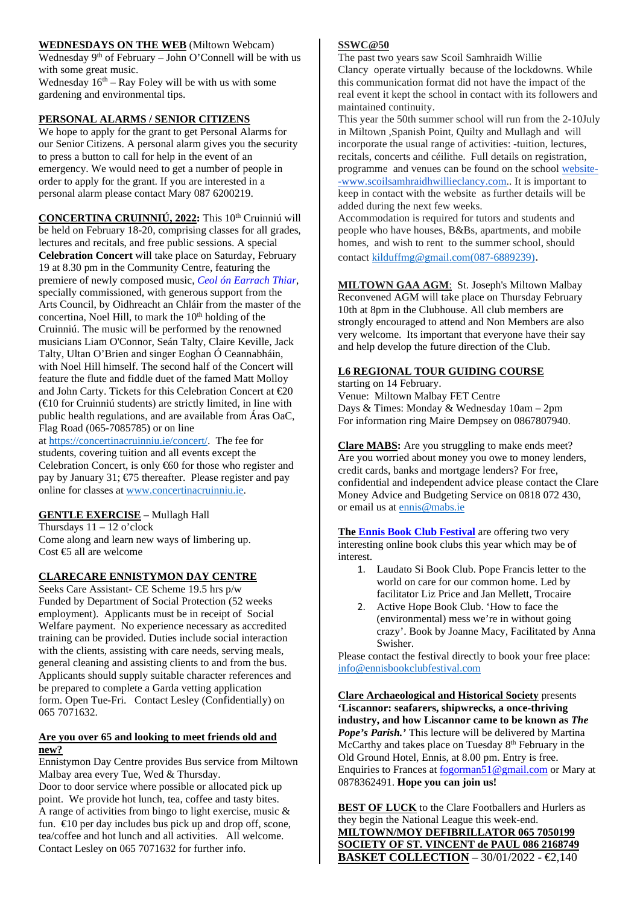**WEDNESDAYS ON THE WEB** (Miltown Webcam)

Wednesday 9th of February – John O'Connell will be with us with some great music.

Wednesday 16th – Ray Foley will be with us with some gardening and environmental tips.

**PERSONAL ALARMS / SENIOR CITIZENS**

We hope to apply for the grant to get Personal Alarms for our Senior Citizens. A personal alarm gives you the security to press a button to call for help in the event of an emergency. We would need to get a number of people in order to apply for the grant. If you are interested in a personal alarm please contact Mary 087 6200219.

**CONCERTINA CRUINNIÚ, 2022:** This 10th Cruinniú will be held on February 18-20, comprising classes for all grades, lectures and recitals, and free public sessions. A special **Celebration Concert** will take place on Saturday, February 19 at 8.30 pm in the Community Centre, featuring the premiere of newly composed music, *Ceol ón Earrach Thiar*, specially commissioned, with generous support from the Arts Council, by Oidhreacht an Chláir from the master of the concertina, Noel Hill, to mark the 10th holding of the Cruinniú. The music will be performed by the renowned musicians Liam O'Connor, Seán Talty, Claire Keville, Jack Talty, Ultan O'Brien and singer Eoghan Ó Ceannabháin, with Noel Hill himself. The second half of the Concert will feature the flute and fiddle duet of the famed Matt Molloy and John Carty. Tickets for this Celebration Concert at €20 (€10 for Cruinniú students) are strictly limited, in line with public health regulations, and are available from Áras OaC, Flag Road (065-7085785) or on line at https://concertinacruinniu.ie/concert/. The fee for students, covering tuition and all events except the Celebration Concert, is only €60 for those who register and pay by January 31; €75 thereafter. Please register and pay online for classes at www.concertinacruinniu.ie.

**GENTLE EXERCISE** – Mullagh Hall

Thursdays 11 – 12 o'clock

Come along and learn new ways of limbering up.

Cost €5 all are welcome

**CLARECARE ENNISTYMON DAY CENTRE**

Seeks Care Assistant- CE Scheme 19.5 hrs p/w Funded by Department of Social Protection (52 weeks employment). Applicants must be in receipt of Social Welfare payment. No experience necessary as accredited training can be provided. Duties include social interaction with the clients, assisting with care needs, serving meals, general cleaning and assisting clients to and from the bus. Applicants should supply suitable character references and be prepared to complete a Garda vetting application form. Open Tue-Fri. Contact Lesley (Confidentially) on 065 7071632.

**Are you over 65 and looking to meet friends old and new?**

Ennistymon Day Centre provides Bus service from Miltown Malbay area every Tue, Wed & Thursday.

Door to door service where possible or allocated pick up point. We provide hot lunch, tea, coffee and tasty bites. A range of activities from bingo to light exercise, music & fun. €10 per day includes bus pick up and drop off, scone, tea/coffee and hot lunch and all activities. All welcome. Contact Lesley on 065 7071632 for further info.

**SSWC@50**

The past two years saw Scoil Samhraidh Willie Clancy operate virtually because of the lockdowns. While this communication format did not have the impact of the real event it kept the school in contact with its followers and maintained continuity.

This year the 50th summer school will run from the 2-10July in Miltown ,Spanish Point, Quilty and Mullagh and will incorporate the usual range of activities: -tuition, lectures, recitals, concerts and céilithe. Full details on registration, programme and venues can be found on the school website--www.scoilsamhraidhwillieclancy.com.. It is important to keep in contact with the website as further details will be added during the next few weeks.

Accommodation is required for tutors and students and people who have houses, B&Bs, apartments, and mobile homes, and wish to rent to the summer school, should contact kilduffmg@gmail.com(087-6889239).

**MILTOWN GAA AGM**: St. Joseph's Miltown Malbay Reconvened AGM will take place on Thursday February 10th at 8pm in the Clubhouse. All club members are strongly encouraged to attend and Non Members are also very welcome. Its important that everyone have their say and help develop the future direction of the Club.

**L6 REGIONAL TOUR GUIDING COURSE**

starting on 14 February.

Venue: Miltown Malbay FET Centre

Days & Times: Monday & Wednesday 10am – 2pm

For information ring Maire Dempsey on 0867807940.

**Clare MABS:** Are you struggling to make ends meet? Are you worried about money you owe to money lenders, credit cards, banks and mortgage lenders? For free, confidential and independent advice please contact the Clare Money Advice and Budgeting Service on 0818 072 430, or email us at ennis@mabs.ie

**The Ennis Book Club Festival** are offering two very interesting online book clubs this year which may be of interest.

1. Laudato Si Book Club. Pope Francis letter to the world on care for our common home. Led by facilitator Liz Price and Jan Mellett, Trocaire
2. Active Hope Book Club. 'How to face the (environmental) mess we're in without going crazy'. Book by Joanne Macy, Facilitated by Anna Swisher.

Please contact the festival directly to book your free place: info@ennisbookclubfestival.com

**Clare Archaeological and Historical Society** presents **'Liscannor: seafarers, shipwrecks, a once-thriving industry, and how Liscannor came to be known as *The Pope's Parish.'*** This lecture will be delivered by Martina McCarthy and takes place on Tuesday 8th February in the Old Ground Hotel, Ennis, at 8.00 pm. Entry is free. Enquiries to Frances at fogorman51@gmail.com or Mary at 0878362491. **Hope you can join us!**

**BEST OF LUCK** to the Clare Footballers and Hurlers as they begin the National League this week-end.

**MILTOWN/MOY DEFIBRILLATOR 065 7050199**

**SOCIETY OF ST. VINCENT de PAUL 086 2168749**

**BASKET COLLECTION** – 30/01/2022 - €2,140